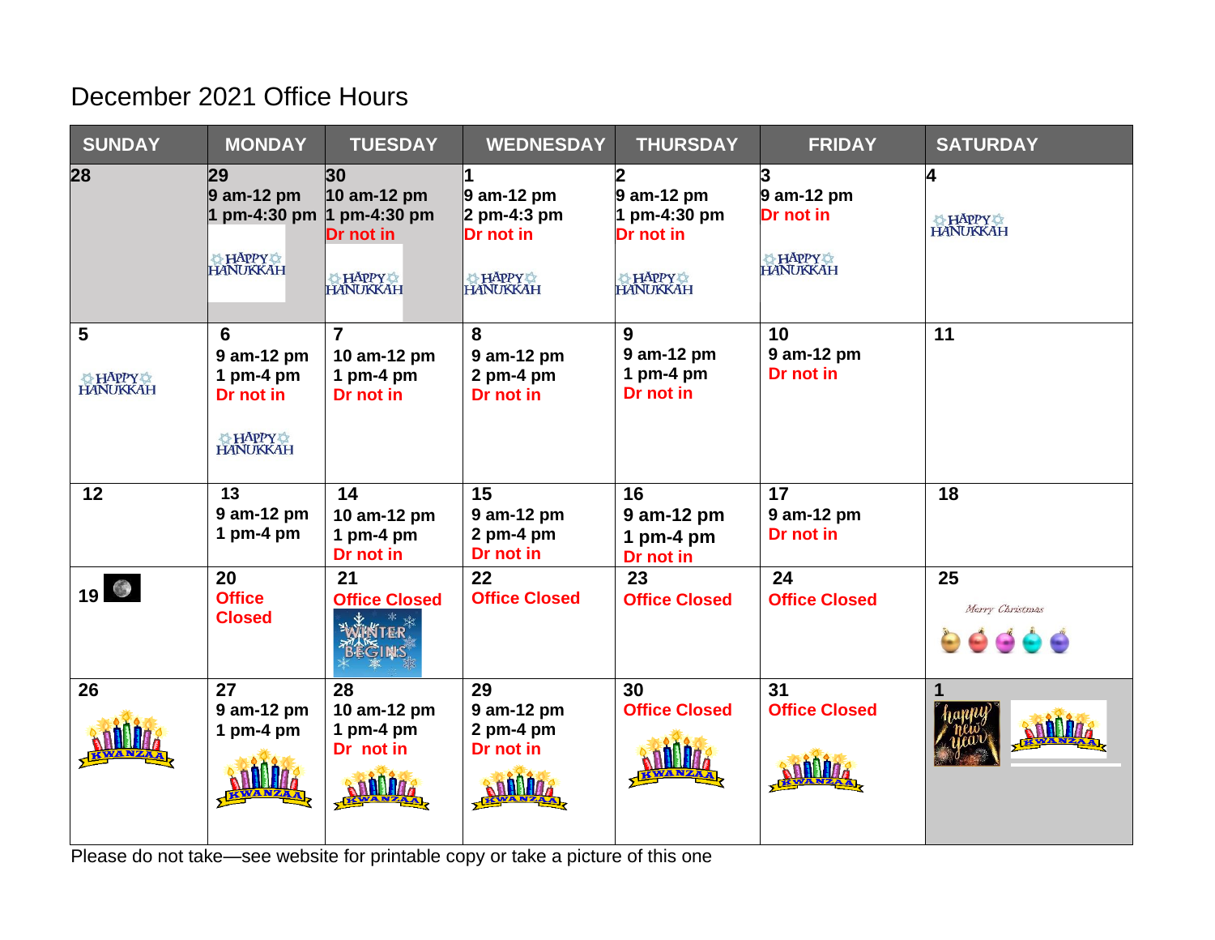# December 2021 Office Hours

| SUNDAY | MONDAY | TUESDAY | WEDNESDAY | THURSDAY | FRIDAY | SATURDAY |
|---|---|---|---|---|---|---|
| 28 | 29<br>9 am-12 pm<br>1 pm-4:30 pm<br>HAPPY HANUKKAH | 30<br>10 am-12 pm<br>1 pm-4:30 pm<br>Dr not in<br>HAPPY HANUKKAH | 1<br>9 am-12 pm<br>2 pm-4:3 pm<br>Dr not in<br>HAPPY HANUKKAH | 2<br>9 am-12 pm<br>1 pm-4:30 pm<br>Dr not in<br>HAPPY HANUKKAH | 3<br>9 am-12 pm<br>Dr not in<br>HAPPY HANUKKAH | 4<br>HAPPY HANUKKAH |
| 5<br>HAPPY HANUKKAH | 6<br>9 am-12 pm<br>1 pm-4 pm<br>Dr not in<br>HAPPY HANUKKAH | 7<br>10 am-12 pm<br>1 pm-4 pm<br>Dr not in | 8<br>9 am-12 pm<br>2 pm-4 pm<br>Dr not in | 9<br>9 am-12 pm<br>1 pm-4 pm<br>Dr not in | 10<br>9 am-12 pm<br>Dr not in | 11 |
| 12 | 13<br>9 am-12 pm<br>1 pm-4 pm | 14<br>10 am-12 pm<br>1 pm-4 pm<br>Dr not in | 15<br>9 am-12 pm<br>2 pm-4 pm<br>Dr not in | 16<br>9 am-12 pm<br>1 pm-4 pm<br>Dr not in | 17<br>9 am-12 pm<br>Dr not in | 18 |
| 19 | 20<br>Office Closed | 21<br>Office Closed<br>WINTER BEGINS | 22<br>Office Closed | 23<br>Office Closed | 24<br>Office Closed | 25<br>Merry Christmas |
| 26<br>KWANZAA | 27<br>9 am-12 pm<br>1 pm-4 pm<br>KWANZAA | 28<br>10 am-12 pm<br>1 pm-4 pm<br>Dr not in<br>KWANZAA | 29<br>9 am-12 pm<br>2 pm-4 pm<br>Dr not in<br>KWANZAA | 30<br>Office Closed<br>KWANZAA | 31<br>Office Closed<br>KWANZAA | 1<br>happy new year<br>KWANZAA |

Please do not take—see website for printable copy or take a picture of this one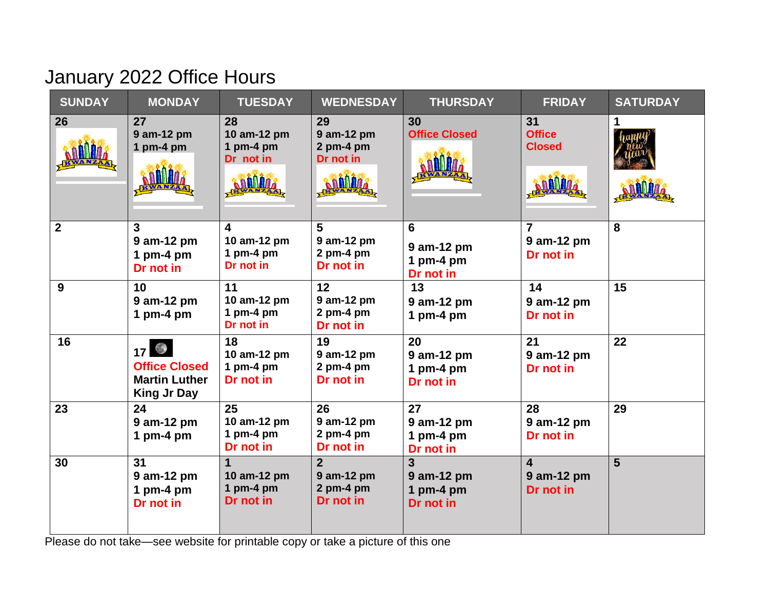# January 2022 Office Hours

| SUNDAY | MONDAY | TUESDAY | WEDNESDAY | THURSDAY | FRIDAY | SATURDAY |
|---|---|---|---|---|---|---|
| 26 | 27<br>9 am-12 pm<br>1 pm-4 pm | 28<br>10 am-12 pm<br>1 pm-4 pm<br>Dr not in | 29<br>9 am-12 pm<br>2 pm-4 pm<br>Dr not in | 30<br>Office Closed | 31<br>Office Closed | 1 |
| 2 | 3<br>9 am-12 pm<br>1 pm-4 pm<br>Dr not in | 4<br>10 am-12 pm<br>1 pm-4 pm<br>Dr not in | 5<br>9 am-12 pm<br>2 pm-4 pm<br>Dr not in | 6<br>9 am-12 pm<br>1 pm-4 pm<br>Dr not in | 7<br>9 am-12 pm<br>Dr not in | 8 |
| 9 | 10<br>9 am-12 pm<br>1 pm-4 pm | 11<br>10 am-12 pm<br>1 pm-4 pm<br>Dr not in | 12<br>9 am-12 pm<br>2 pm-4 pm<br>Dr not in | 13<br>9 am-12 pm<br>1 pm-4 pm | 14<br>9 am-12 pm<br>Dr not in | 15 |
| 16 | 17<br>Office Closed<br>Martin Luther King Jr Day | 18<br>10 am-12 pm<br>1 pm-4 pm<br>Dr not in | 19<br>9 am-12 pm<br>2 pm-4 pm<br>Dr not in | 20<br>9 am-12 pm<br>1 pm-4 pm<br>Dr not in | 21<br>9 am-12 pm<br>Dr not in | 22 |
| 23 | 24<br>9 am-12 pm<br>1 pm-4 pm | 25<br>10 am-12 pm<br>1 pm-4 pm<br>Dr not in | 26<br>9 am-12 pm<br>2 pm-4 pm<br>Dr not in | 27<br>9 am-12 pm<br>1 pm-4 pm<br>Dr not in | 28<br>9 am-12 pm<br>Dr not in | 29 |
| 30 | 31<br>9 am-12 pm<br>1 pm-4 pm<br>Dr not in | 1<br>10 am-12 pm<br>1 pm-4 pm<br>Dr not in | 2<br>9 am-12 pm<br>2 pm-4 pm<br>Dr not in | 3<br>9 am-12 pm<br>1 pm-4 pm<br>Dr not in | 4<br>9 am-12 pm<br>Dr not in | 5 |

Please do not take—see website for printable copy or take a picture of this one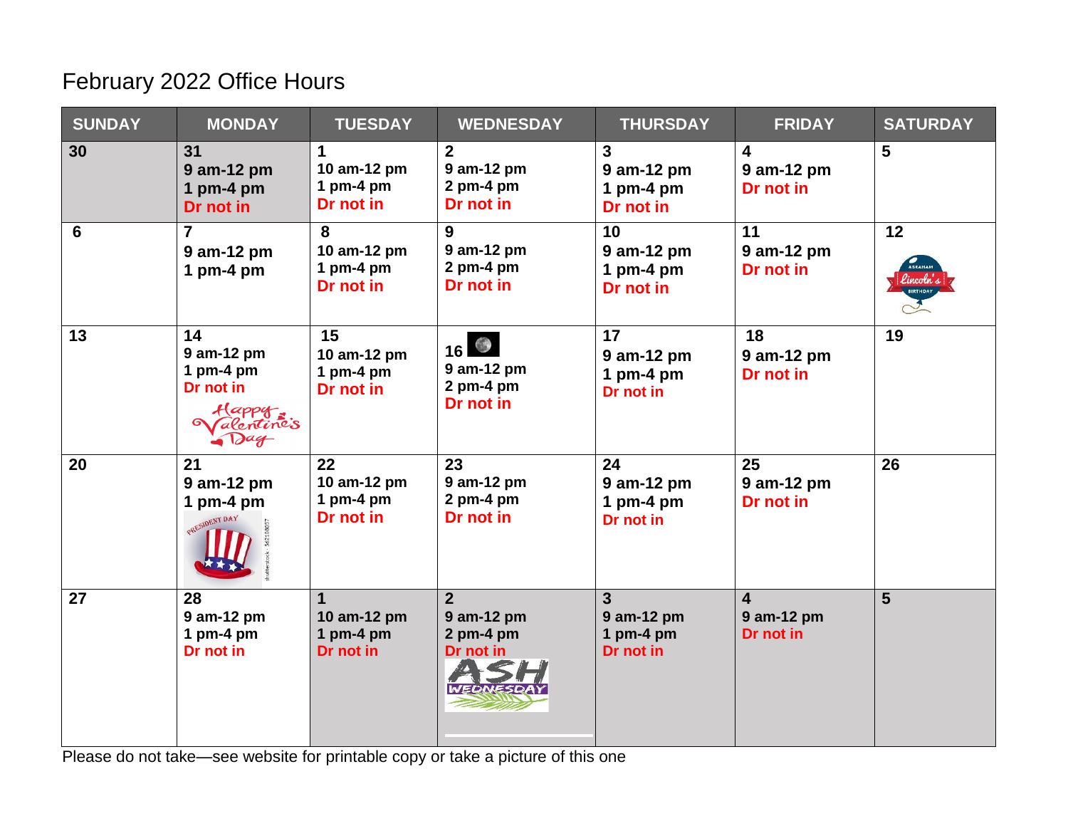# February 2022 Office Hours

| SUNDAY | MONDAY | TUESDAY | WEDNESDAY | THURSDAY | FRIDAY | SATURDAY |
|---|---|---|---|---|---|---|
| 30 | 31<br>9 am-12 pm<br>1 pm-4 pm<br>Dr not in | 1<br>10 am-12 pm<br>1 pm-4 pm<br>Dr not in | 2<br>9 am-12 pm<br>2 pm-4 pm<br>Dr not in | 3<br>9 am-12 pm<br>1 pm-4 pm<br>Dr not in | 4<br>9 am-12 pm<br>Dr not in | 5 |
| 6 | 7<br>9 am-12 pm<br>1 pm-4 pm | 8<br>10 am-12 pm<br>1 pm-4 pm<br>Dr not in | 9<br>9 am-12 pm<br>2 pm-4 pm<br>Dr not in | 10<br>9 am-12 pm<br>1 pm-4 pm<br>Dr not in | 11<br>9 am-12 pm<br>Dr not in | 12 |
| 13 | 14<br>9 am-12 pm<br>1 pm-4 pm<br>Dr not in | 15<br>10 am-12 pm<br>1 pm-4 pm<br>Dr not in | 16<br>9 am-12 pm<br>2 pm-4 pm<br>Dr not in | 17<br>9 am-12 pm<br>1 pm-4 pm<br>Dr not in | 18<br>9 am-12 pm<br>Dr not in | 19 |
| 20 | 21<br>9 am-12 pm<br>1 pm-4 pm | 22<br>10 am-12 pm<br>1 pm-4 pm<br>Dr not in | 23<br>9 am-12 pm<br>2 pm-4 pm<br>Dr not in | 24<br>9 am-12 pm<br>1 pm-4 pm<br>Dr not in | 25<br>9 am-12 pm<br>Dr not in | 26 |
| 27 | 28<br>9 am-12 pm<br>1 pm-4 pm<br>Dr not in | 1<br>10 am-12 pm<br>1 pm-4 pm<br>Dr not in | 2<br>9 am-12 pm<br>2 pm-4 pm<br>Dr not in | 3<br>9 am-12 pm<br>1 pm-4 pm<br>Dr not in | 4<br>9 am-12 pm<br>Dr not in | 5 |

Please do not take—see website for printable copy or take a picture of this one